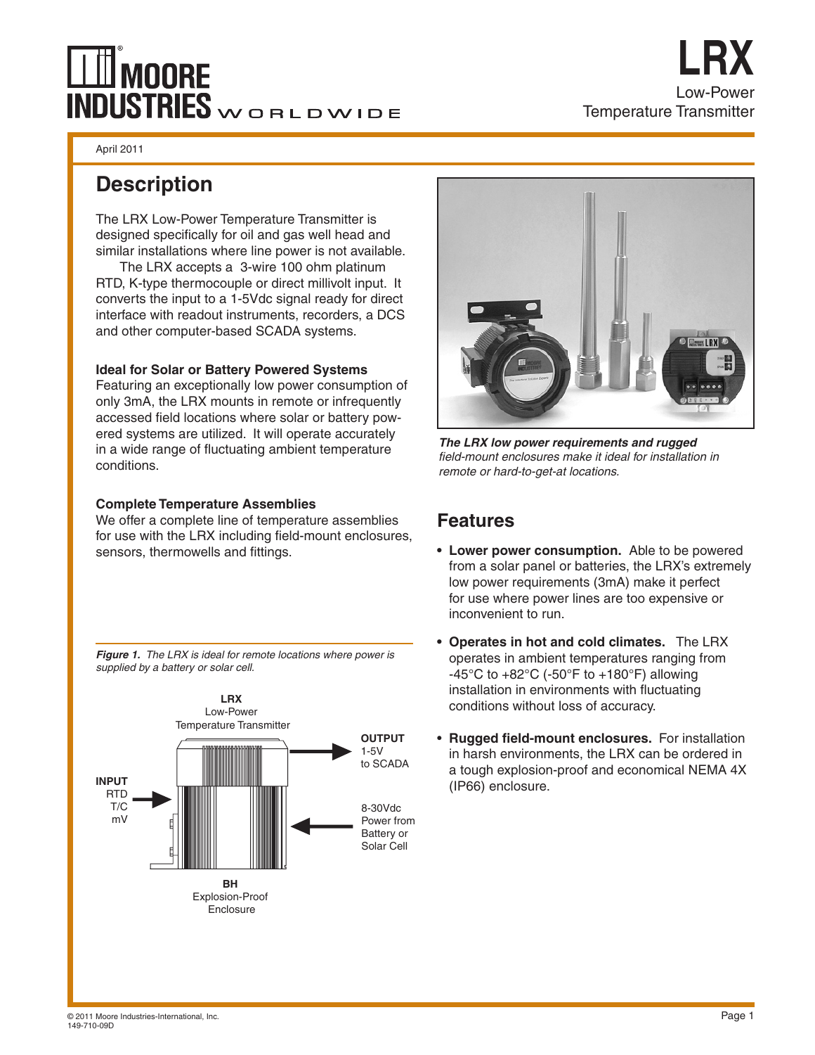# LRX

Low-Power Temperature Transmitter

April 2011

## Description

The LRX Low-Power Temperature Transmitter is designed specifically for oil and gas well head and similar installations where line power is not available.

The LRX accepts a 3-wire 100 ohm platinum RTD, K-type thermocouple or direct millivolt input. It converts the input to a 1-5Vdc signal ready for direct interface with readout instruments, recorders, a DCS and other computer-based SCADA systems.

### Ideal for Solar or Battery Powered Systems

Featuring an exceptionally low power consumption of only 3mA, the LRX mounts in remote or infrequently accessed field locations where solar or battery powered systems are utilized. It will operate accurately in a wide range of fluctuating ambient temperature conditions.

### Complete Temperature Assemblies

We offer a complete line of temperature assemblies for use with the LRX including field-mount enclosures, sensors, thermowells and fittings.

***The LRX low power requirements and rugged*** *field-mount enclosures make it ideal for installation in remote or hard-to-get-at locations.*

***Figure 1.*** *The LRX is ideal for remote locations where power is supplied by a battery or solar cell.*

**LRX** Low-Power Temperature Transmitter

**INPUT** RTD T/C mV

**OUTPUT** 1-5V to SCADA

8-30Vdc Power from Battery or Solar Cell

**BH** Explosion-Proof Enclosure

## Features

- **Lower power consumption.** Able to be powered from a solar panel or batteries, the LRX's extremely low power requirements (3mA) make it perfect for use where power lines are too expensive or inconvenient to run.
- **Operates in hot and cold climates.** The LRX operates in ambient temperatures ranging from -45°C to +82°C (-50°F to +180°F) allowing installation in environments with fluctuating conditions without loss of accuracy.
- **Rugged field-mount enclosures.** For installation in harsh environments, the LRX can be ordered in a tough explosion-proof and economical NEMA 4X (IP66) enclosure.

© 2011 Moore Industries-International, Inc.
149-710-09D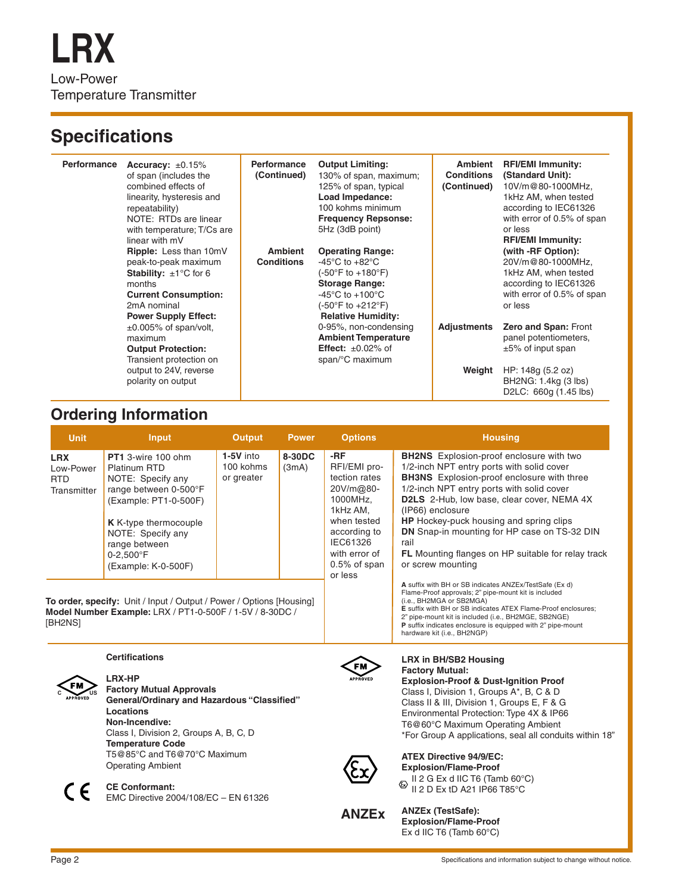# LRX

Low-Power
Temperature Transmitter

## Specifications

**Performance**

**Accuracy:** ±0.15% of span (includes the combined effects of linearity, hysteresis and repeatability)
NOTE: RTDs are linear with temperature; T/Cs are linear with mV

**Ripple:** Less than 10mV peak-to-peak maximum

**Stability:** ±1°C for 6 months

**Current Consumption:** 2mA nominal

**Power Supply Effect:** ±0.005% of span/volt, maximum

**Output Protection:** Transient protection on output to 24V, reverse polarity on output

**Performance (Continued)**

**Output Limiting:** 130% of span, maximum; 125% of span, typical

**Load Impedance:** 100 kohms minimum

**Frequency Repsonse:** 5Hz (3dB point)

**Ambient Conditions**

**Operating Range:** -45°C to +82°C (-50°F to +180°F)

**Storage Range:** -45°C to +100°C (-50°F to +212°F)

**Relative Humidity:** 0-95%, non-condensing

**Ambient Temperature Effect:** ±0.02% of span/°C maximum

**Ambient Conditions (Continued)**

**RFI/EMI Immunity: (Standard Unit):** 10V/m@80-1000MHz, 1kHz AM, when tested according to IEC61326 with error of 0.5% of span or less

**RFI/EMI Immunity: (with -RF Option):** 20V/m@80-1000MHz, 1kHz AM, when tested according to IEC61326 with error of 0.5% of span or less

**Adjustments**

**Zero and Span:** Front panel potentiometers, ±5% of input span

**Weight**

HP: 148g (5.2 oz)
BH2NG: 1.4kg (3 lbs)
D2LC: 660g (1.45 lbs)

## Ordering Information

| Unit | Input | Output | Power | Options | Housing |
|---|---|---|---|---|---|
| **LRX** Low-Power RTD Transmitter | **PT1** 3-wire 100 ohm Platinum RTD NOTE: Specify any range between 0-500°F (Example: PT1-0-500F)<br><br>**K** K-type thermocouple NOTE: Specify any range between 0-2,500°F (Example: K-0-500F) | **1-5V** into 100 kohms or greater | **8-30DC** (3mA) | **-RF** RFI/EMI protection rates 20V/m@80-1000MHz, 1kHz AM, when tested according to IEC61326 with error of 0.5% of span or less | **BH2NS** Explosion-proof enclosure with two 1/2-inch NPT entry ports with solid cover<br>**BH3NS** Explosion-proof enclosure with three 1/2-inch NPT entry ports with solid cover<br>**D2LS** 2-Hub, low base, clear cover, NEMA 4X (IP66) enclosure<br>**HP** Hockey-puck housing and spring clips<br>**DN** Snap-in mounting for HP case on TS-32 DIN rail<br>**FL** Mounting flanges on HP suitable for relay track or screw mounting |

**A** suffix with BH or SB indicates ANZEx/TestSafe (Ex d) Flame-Proof approvals; 2" pipe-mount kit is included (i.e., BH2MGA or SB2MGA)
**E** suffix with BH or SB indicates ATEX Flame-Proof enclosures; 2" pipe-mount kit is included (i.e., BH2MGE, SB2NGE)
**P** suffix indicates enclosure is equipped with 2" pipe-mount hardware kit (i.e., BH2NGP)

**To order, specify:** Unit / Input / Output / Power / Options [Housing]
**Model Number Example:** LRX / PT1-0-500F / 1-5V / 8-30DC / [BH2NS]

### Certifications

**LRX-HP**
**Factory Mutual Approvals**
**General/Ordinary and Hazardous "Classified" Locations**
**Non-Incendive:**
Class I, Division 2, Groups A, B, C, D
**Temperature Code**
T5@85°C and T6@70°C Maximum Operating Ambient

**CE Conformant:**
EMC Directive 2004/108/EC – EN 61326

**LRX in BH/SB2 Housing**
**Factory Mutual:**
**Explosion-Proof & Dust-Ignition Proof**
Class I, Division 1, Groups A*, B, C & D
Class II & III, Division 1, Groups E, F & G
Environmental Protection: Type 4X & IP66
T6@60°C Maximum Operating Ambient
*For Group A applications, seal all conduits within 18"

**ATEX Directive 94/9/EC:**
**Explosion/Flame-Proof**
II 2 G Ex d IIC T6 (Tamb 60°C)
II 2 D Ex tD A21 IP66 T85°C

**ANZEx (TestSafe):**
**Explosion/Flame-Proof**
Ex d IIC T6 (Tamb 60°C)

Specifications and information subject to change without notice.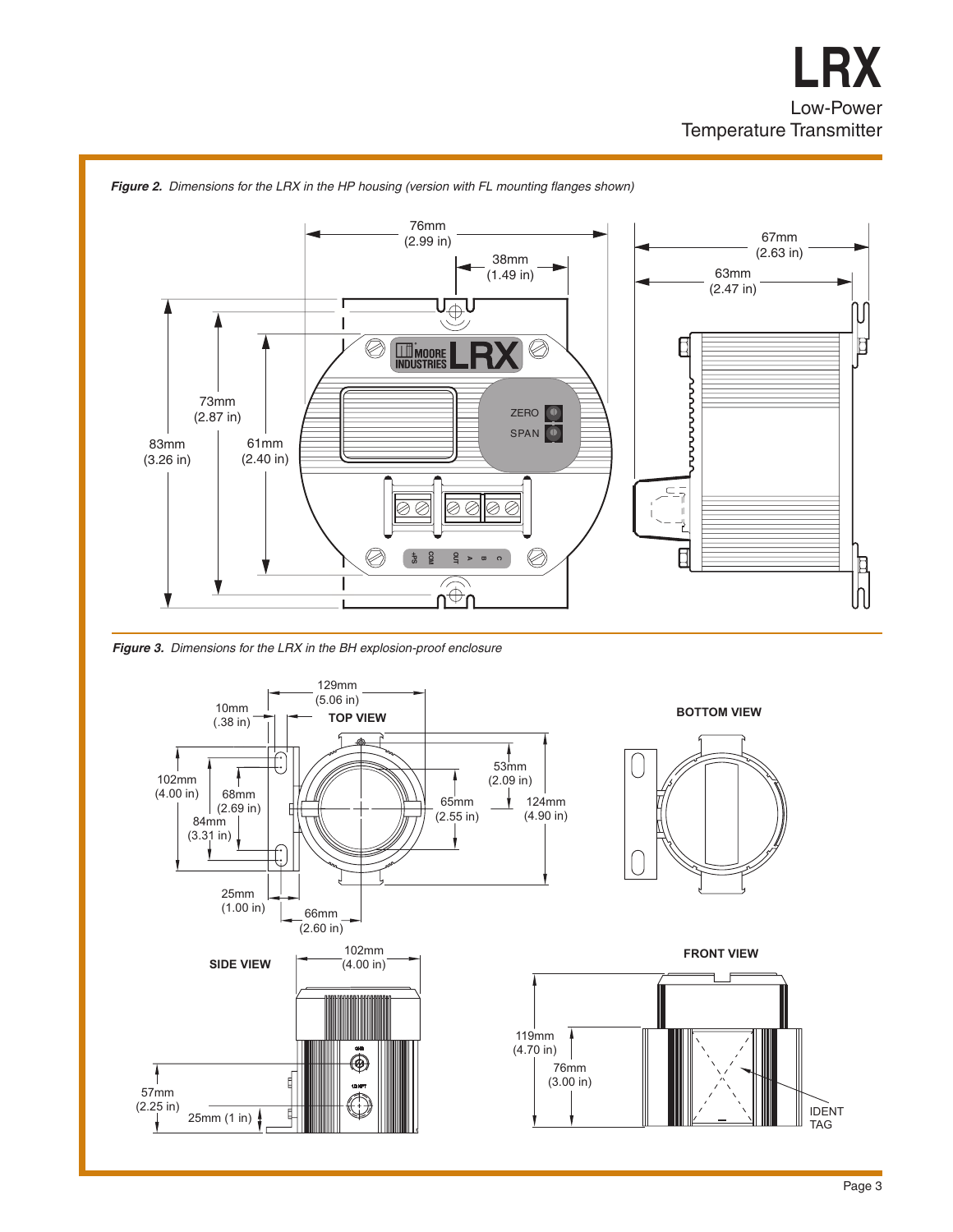**Figure 2.** *Dimensions for the LRX in the HP housing (version with FL mounting flanges shown)*

**Figure 3.** *Dimensions for the LRX in the BH explosion-proof enclosure*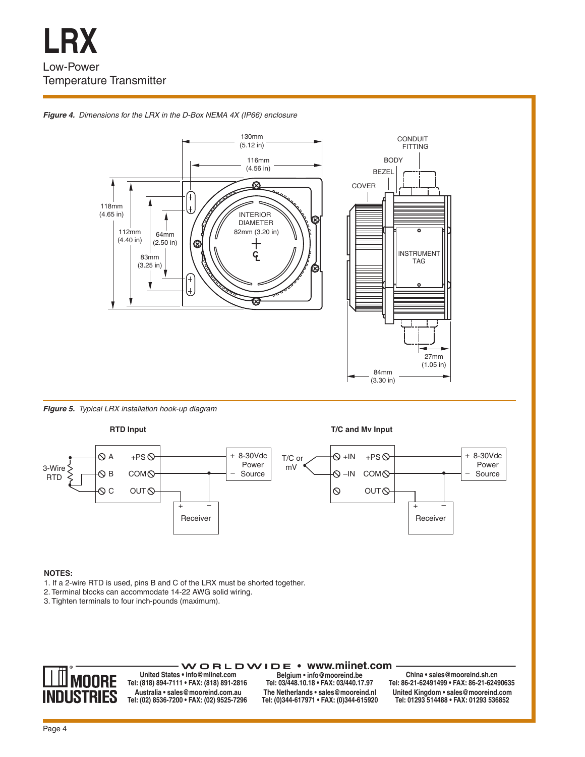# LRX

Low-Power
Temperature Transmitter

***Figure 4.*** *Dimensions for the LRX in the D-Box NEMA 4X (IP66) enclosure*

130mm
(5.12 in)

116mm
(4.56 in)

118mm
(4.65 in)

112mm
(4.40 in)

64mm
(2.50 in)

83mm
(3.25 in)

INTERIOR
DIAMETER
82mm (3.20 in)

CONDUIT
FITTING

BODY

BEZEL

COVER

INSTRUMENT
TAG

27mm
(1.05 in)

84mm
(3.30 in)

***Figure 5.*** *Typical LRX installation hook-up diagram*

**RTD Input**

3-Wire RTD

A, B, C

+PS, COM, OUT

+ 8-30Vdc Power Source −

+ Receiver −

**T/C and Mv Input**

T/C or mV

+IN, –IN

+PS, COM, OUT

+ 8-30Vdc Power Source −

+ Receiver −

**NOTES:**

1. If a 2-wire RTD is used, pins B and C of the LRX must be shorted together.
2. Terminal blocks can accommodate 14-22 AWG solid wiring.
3. Tighten terminals to four inch-pounds (maximum).

MOORE INDUSTRIES

WORLDWIDE • www.miinet.com

United States • info@miinet.com
Tel: (818) 894-7111 • FAX: (818) 891-2816

Australia • sales@mooreind.com.au
Tel: (02) 8536-7200 • FAX: (02) 9525-7296

Belgium • info@mooreind.be
Tel: 03/448.10.18 • FAX: 03/440.17.97

The Netherlands • sales@mooreind.nl
Tel: (0)344-617971 • FAX: (0)344-615920

China • sales@mooreind.sh.cn
Tel: 86-21-62491499 • FAX: 86-21-62490635

United Kingdom • sales@mooreind.com
Tel: 01293 514488 • FAX: 01293 536852